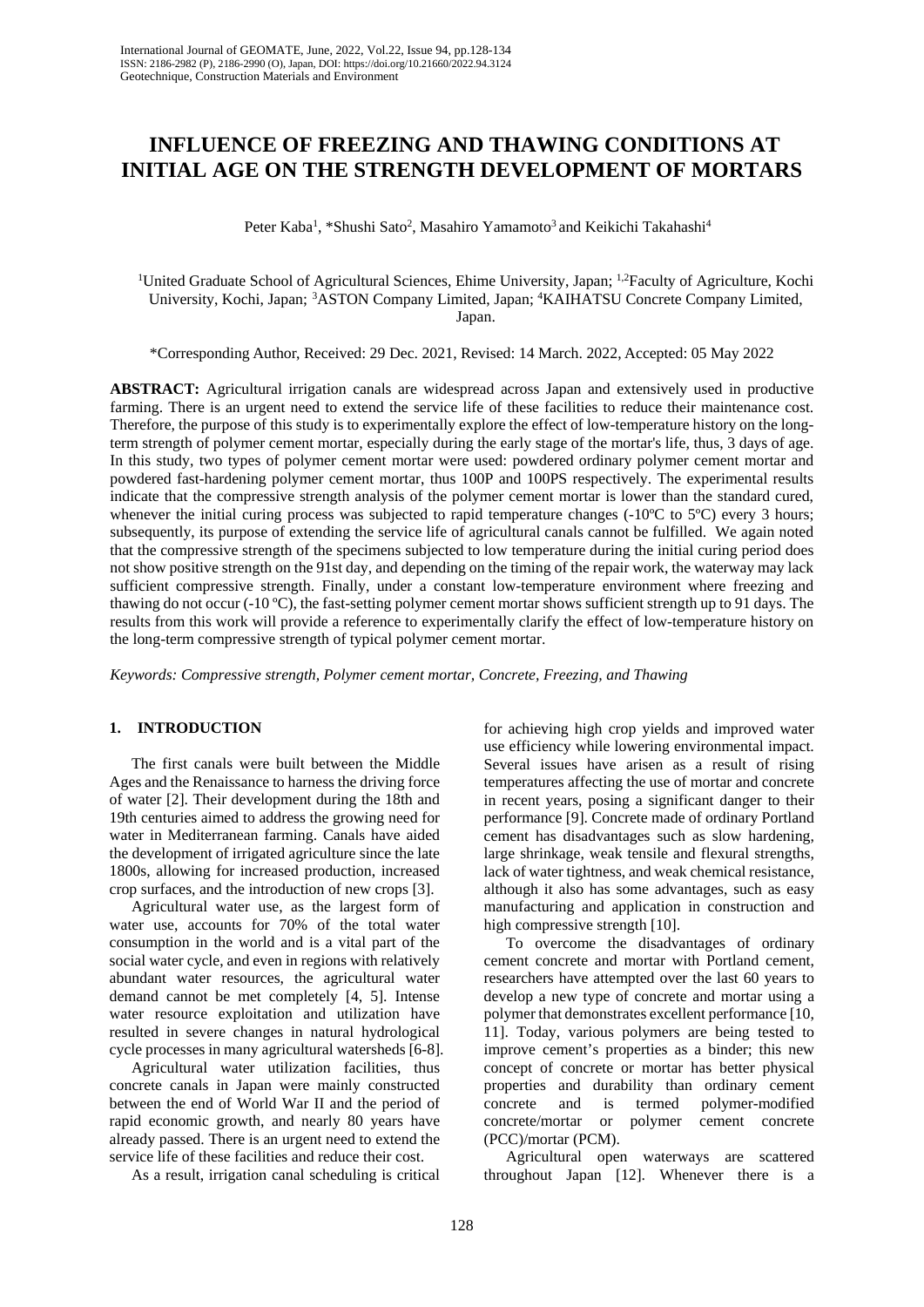# INFLUENCE OF FREEZING AND THAWING CONDITIONS AT INITIAL AGE ON THE STRENGTH DEVELOPMENT OF MORTARS

Peter Kaba[1], *Shushi Sato[2], Masahiro Yamamoto[3] and Keikichi Takahashi[4]

[1]United Graduate School of Agricultural Sciences, Ehime University, Japan; [1,2]Faculty of Agriculture, Kochi University, Kochi, Japan; [3]ASTON Company Limited, Japan; [4]KAIHATSU Concrete Company Limited, Japan.

*Corresponding Author, Received: 29 Dec. 2021, Revised: 14 March. 2022, Accepted: 05 May 2022

**ABSTRACT:** Agricultural irrigation canals are widespread across Japan and extensively used in productive farming. There is an urgent need to extend the service life of these facilities to reduce their maintenance cost. Therefore, the purpose of this study is to experimentally explore the effect of low-temperature history on the long-term strength of polymer cement mortar, especially during the early stage of the mortar's life, thus, 3 days of age. In this study, two types of polymer cement mortar were used: powdered ordinary polymer cement mortar and powdered fast-hardening polymer cement mortar, thus 100P and 100PS respectively. The experimental results indicate that the compressive strength analysis of the polymer cement mortar is lower than the standard cured, whenever the initial curing process was subjected to rapid temperature changes (-10ºC to 5ºC) every 3 hours; subsequently, its purpose of extending the service life of agricultural canals cannot be fulfilled. We again noted that the compressive strength of the specimens subjected to low temperature during the initial curing period does not show positive strength on the 91st day, and depending on the timing of the repair work, the waterway may lack sufficient compressive strength. Finally, under a constant low-temperature environment where freezing and thawing do not occur (-10 ºC), the fast-setting polymer cement mortar shows sufficient strength up to 91 days. The results from this work will provide a reference to experimentally clarify the effect of low-temperature history on the long-term compressive strength of typical polymer cement mortar.

*Keywords: Compressive strength, Polymer cement mortar, Concrete, Freezing, and Thawing*

## 1. INTRODUCTION

The first canals were built between the Middle Ages and the Renaissance to harness the driving force of water [2]. Their development during the 18th and 19th centuries aimed to address the growing need for water in Mediterranean farming. Canals have aided the development of irrigated agriculture since the late 1800s, allowing for increased production, increased crop surfaces, and the introduction of new crops [3].

Agricultural water use, as the largest form of water use, accounts for 70% of the total water consumption in the world and is a vital part of the social water cycle, and even in regions with relatively abundant water resources, the agricultural water demand cannot be met completely [4, 5]. Intense water resource exploitation and utilization have resulted in severe changes in natural hydrological cycle processes in many agricultural watersheds [6-8].

Agricultural water utilization facilities, thus concrete canals in Japan were mainly constructed between the end of World War II and the period of rapid economic growth, and nearly 80 years have already passed. There is an urgent need to extend the service life of these facilities and reduce their cost.

As a result, irrigation canal scheduling is critical for achieving high crop yields and improved water use efficiency while lowering environmental impact. Several issues have arisen as a result of rising temperatures affecting the use of mortar and concrete in recent years, posing a significant danger to their performance [9]. Concrete made of ordinary Portland cement has disadvantages such as slow hardening, large shrinkage, weak tensile and flexural strengths, lack of water tightness, and weak chemical resistance, although it also has some advantages, such as easy manufacturing and application in construction and high compressive strength [10].

To overcome the disadvantages of ordinary cement concrete and mortar with Portland cement, researchers have attempted over the last 60 years to develop a new type of concrete and mortar using a polymer that demonstrates excellent performance [10, 11]. Today, various polymers are being tested to improve cement's properties as a binder; this new concept of concrete or mortar has better physical properties and durability than ordinary cement concrete and is termed polymer-modified concrete/mortar or polymer cement concrete (PCC)/mortar (PCM).

Agricultural open waterways are scattered throughout Japan [12]. Whenever there is a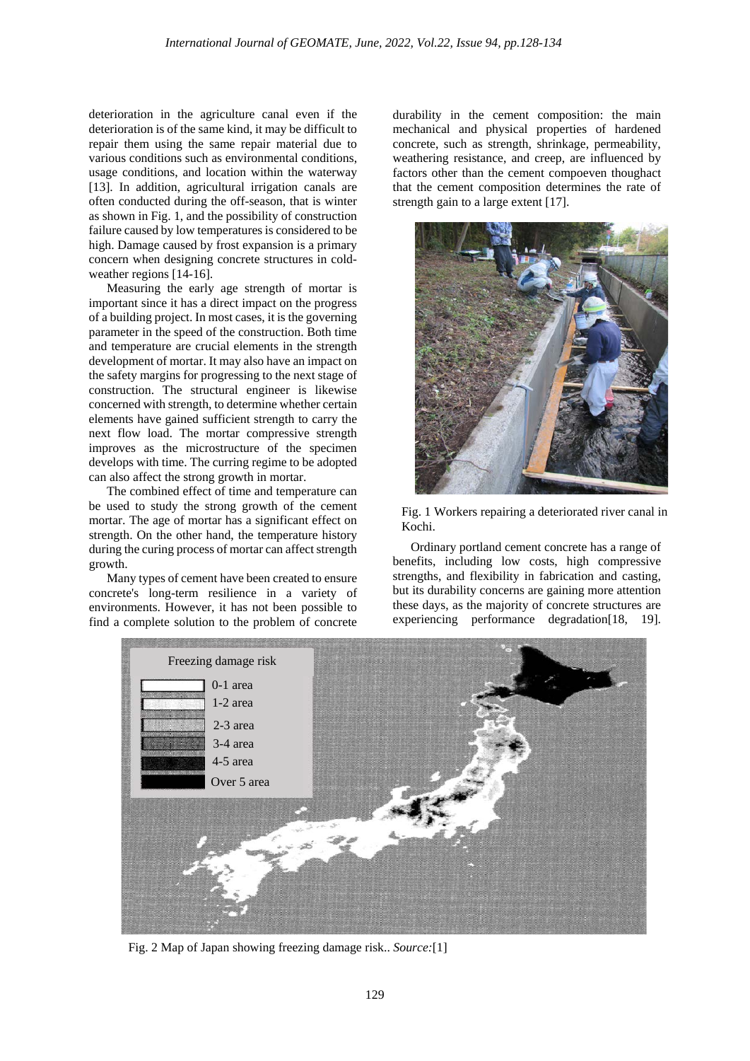deterioration in the agriculture canal even if the deterioration is of the same kind, it may be difficult to repair them using the same repair material due to various conditions such as environmental conditions, usage conditions, and location within the waterway [13]. In addition, agricultural irrigation canals are often conducted during the off-season, that is winter as shown in Fig. 1, and the possibility of construction failure caused by low temperatures is considered to be high. Damage caused by frost expansion is a primary concern when designing concrete structures in cold-weather regions [14-16].

Measuring the early age strength of mortar is important since it has a direct impact on the progress of a building project. In most cases, it is the governing parameter in the speed of the construction. Both time and temperature are crucial elements in the strength development of mortar. It may also have an impact on the safety margins for progressing to the next stage of construction. The structural engineer is likewise concerned with strength, to determine whether certain elements have gained sufficient strength to carry the next flow load. The mortar compressive strength improves as the microstructure of the specimen develops with time. The curring regime to be adopted can also affect the strong growth in mortar.

The combined effect of time and temperature can be used to study the strong growth of the cement mortar. The age of mortar has a significant effect on strength. On the other hand, the temperature history during the curing process of mortar can affect strength growth.

Many types of cement have been created to ensure concrete's long-term resilience in a variety of environments. However, it has not been possible to find a complete solution to the problem of concrete durability in the cement composition: the main mechanical and physical properties of hardened concrete, such as strength, shrinkage, permeability, weathering resistance, and creep, are influenced by factors other than the cement compoeven thoughact that the cement composition determines the rate of strength gain to a large extent [17].

Fig. 1 Workers repairing a deteriorated river canal in Kochi.

Ordinary portland cement concrete has a range of benefits, including low costs, high compressive strengths, and flexibility in fabrication and casting, but its durability concerns are gaining more attention these days, as the majority of concrete structures are experiencing performance degradation[18, 19].

Fig. 2 Map of Japan showing freezing damage risk.. *Source:*[1]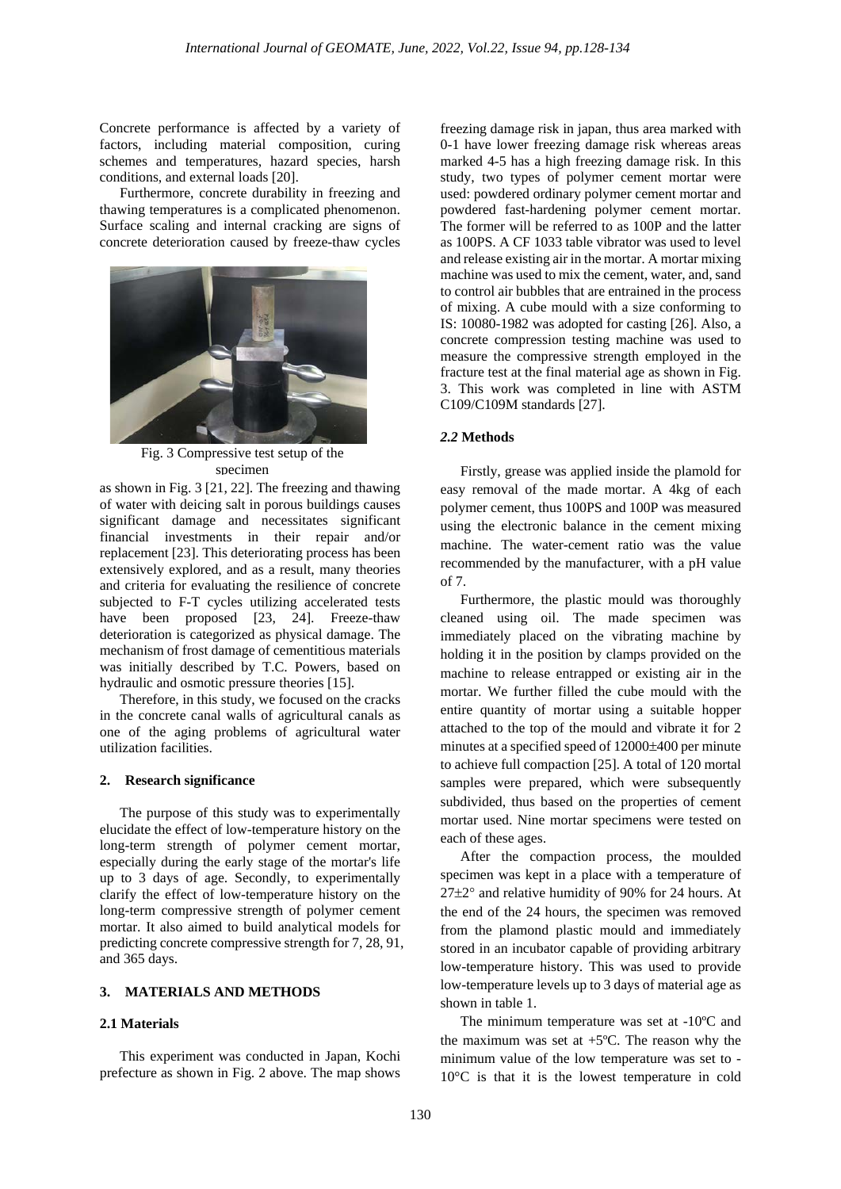Concrete performance is affected by a variety of factors, including material composition, curing schemes and temperatures, hazard species, harsh conditions, and external loads [20].

Furthermore, concrete durability in freezing and thawing temperatures is a complicated phenomenon. Surface scaling and internal cracking are signs of concrete deterioration caused by freeze-thaw cycles as shown in Fig. 3 [21, 22]. The freezing and thawing of water with deicing salt in porous buildings causes significant damage and necessitates significant financial investments in their repair and/or replacement [23]. This deteriorating process has been extensively explored, and as a result, many theories and criteria for evaluating the resilience of concrete subjected to F-T cycles utilizing accelerated tests have been proposed [23, 24]. Freeze-thaw deterioration is categorized as physical damage. The mechanism of frost damage of cementitious materials was initially described by T.C. Powers, based on hydraulic and osmotic pressure theories [15].

Fig. 3 Compressive test setup of the specimen

Therefore, in this study, we focused on the cracks in the concrete canal walls of agricultural canals as one of the aging problems of agricultural water utilization facilities.

## 2. Research significance

The purpose of this study was to experimentally elucidate the effect of low-temperature history on the long-term strength of polymer cement mortar, especially during the early stage of the mortar's life up to 3 days of age. Secondly, to experimentally clarify the effect of low-temperature history on the long-term compressive strength of polymer cement mortar. It also aimed to build analytical models for predicting concrete compressive strength for 7, 28, 91, and 365 days.

## 3. MATERIALS AND METHODS

### 2.1 Materials

This experiment was conducted in Japan, Kochi prefecture as shown in Fig. 2 above. The map shows freezing damage risk in japan, thus area marked with 0-1 have lower freezing damage risk whereas areas marked 4-5 has a high freezing damage risk. In this study, two types of polymer cement mortar were used: powdered ordinary polymer cement mortar and powdered fast-hardening polymer cement mortar. The former will be referred to as 100P and the latter as 100PS. A CF 1033 table vibrator was used to level and release existing air in the mortar. A mortar mixing machine was used to mix the cement, water, and, sand to control air bubbles that are entrained in the process of mixing. A cube mould with a size conforming to IS: 10080-1982 was adopted for casting [26]. Also, a concrete compression testing machine was used to measure the compressive strength employed in the fracture test at the final material age as shown in Fig. 3. This work was completed in line with ASTM C109/C109M standards [27].

### *2.2* Methods

Firstly, grease was applied inside the plamold for easy removal of the made mortar. A 4kg of each polymer cement, thus 100PS and 100P was measured using the electronic balance in the cement mixing machine. The water-cement ratio was the value recommended by the manufacturer, with a pH value of 7.

Furthermore, the plastic mould was thoroughly cleaned using oil. The made specimen was immediately placed on the vibrating machine by holding it in the position by clamps provided on the machine to release entrapped or existing air in the mortar. We further filled the cube mould with the entire quantity of mortar using a suitable hopper attached to the top of the mould and vibrate it for 2 minutes at a specified speed of 12000±400 per minute to achieve full compaction [25]. A total of 120 mortal samples were prepared, which were subsequently subdivided, thus based on the properties of cement mortar used. Nine mortar specimens were tested on each of these ages.

After the compaction process, the moulded specimen was kept in a place with a temperature of 27±2° and relative humidity of 90% for 24 hours. At the end of the 24 hours, the specimen was removed from the plamond plastic mould and immediately stored in an incubator capable of providing arbitrary low-temperature history. This was used to provide low-temperature levels up to 3 days of material age as shown in table 1.

The minimum temperature was set at -10ºC and the maximum was set at +5ºC. The reason why the minimum value of the low temperature was set to -10°C is that it is the lowest temperature in cold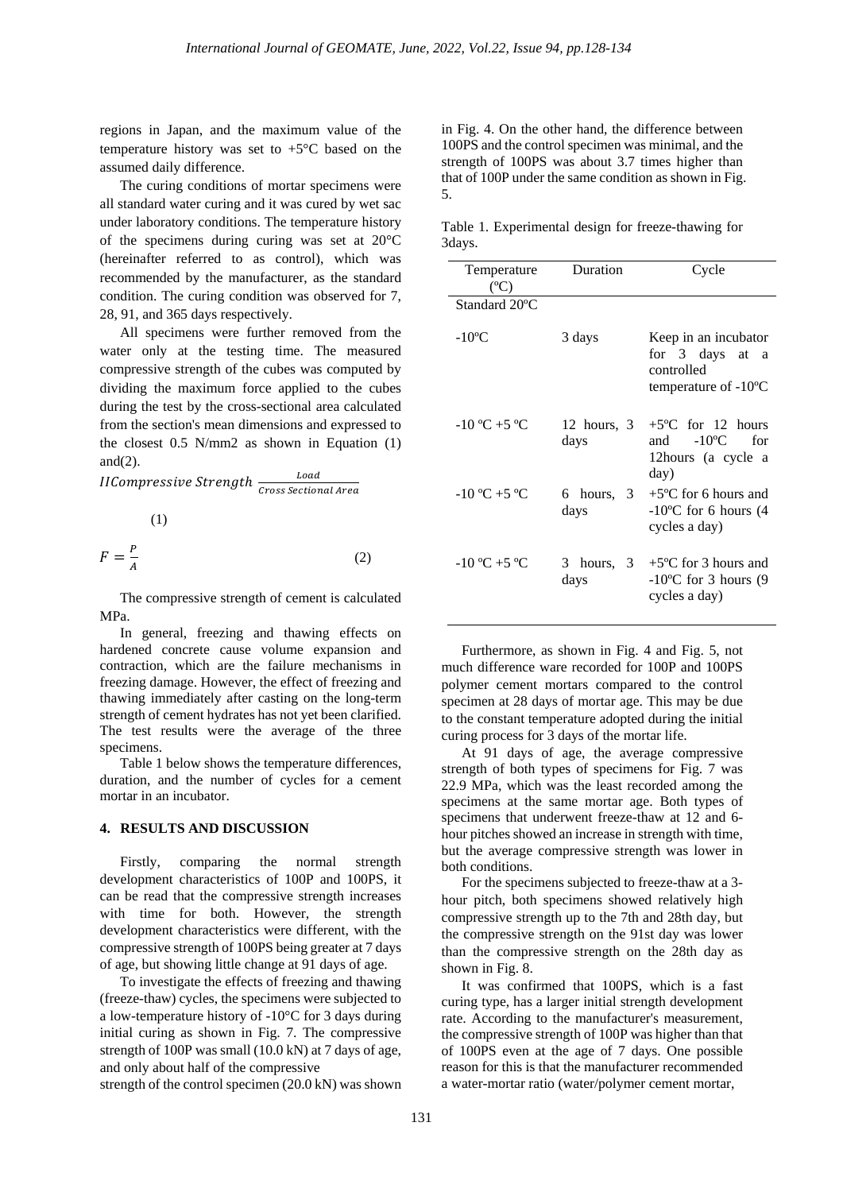regions in Japan, and the maximum value of the temperature history was set to +5°C based on the assumed daily difference.

The curing conditions of mortar specimens were all standard water curing and it was cured by wet sac under laboratory conditions. The temperature history of the specimens during curing was set at 20°C (hereinafter referred to as control), which was recommended by the manufacturer, as the standard condition. The curing condition was observed for 7, 28, 91, and 365 days respectively.

All specimens were further removed from the water only at the testing time. The measured compressive strength of the cubes was computed by dividing the maximum force applied to the cubes during the test by the cross-sectional area calculated from the section's mean dimensions and expressed to the closest 0.5 N/mm2 as shown in Equation (1) and(2).

$$IICompressive\ Strength\ \frac{Load}{Cross\ Sectional\ Area} \quad (1)$$

$$F = \frac{P}{A} \quad (2)$$

The compressive strength of cement is calculated MPa.

In general, freezing and thawing effects on hardened concrete cause volume expansion and contraction, which are the failure mechanisms in freezing damage. However, the effect of freezing and thawing immediately after casting on the long-term strength of cement hydrates has not yet been clarified. The test results were the average of the three specimens.

Table 1 below shows the temperature differences, duration, and the number of cycles for a cement mortar in an incubator.

## 4. RESULTS AND DISCUSSION

Firstly, comparing the normal strength development characteristics of 100P and 100PS, it can be read that the compressive strength increases with time for both. However, the strength development characteristics were different, with the compressive strength of 100PS being greater at 7 days of age, but showing little change at 91 days of age.

To investigate the effects of freezing and thawing (freeze-thaw) cycles, the specimens were subjected to a low-temperature history of -10°C for 3 days during initial curing as shown in Fig. 7. The compressive strength of 100P was small (10.0 kN) at 7 days of age, and only about half of the compressive strength of the control specimen (20.0 kN) was shown in Fig. 4. On the other hand, the difference between 100PS and the control specimen was minimal, and the strength of 100PS was about 3.7 times higher than that of 100P under the same condition as shown in Fig. 5.

Table 1. Experimental design for freeze-thawing for 3days.

| Temperature (ºC) | Duration | Cycle |
|---|---|---|
| Standard 20ºC | | |
| -10ºC | 3 days | Keep in an incubator for 3 days at a controlled temperature of -10ºC |
| -10 ºC +5 ºC | 12 hours, 3 days | +5ºC for 12 hours and -10ºC for 12hours (a cycle a day) |
| -10 ºC +5 ºC | 6 hours, 3 days | +5ºC for 6 hours and -10ºC for 6 hours (4 cycles a day) |
| -10 ºC +5 ºC | 3 hours, 3 days | +5ºC for 3 hours and -10ºC for 3 hours (9 cycles a day) |

Furthermore, as shown in Fig. 4 and Fig. 5, not much difference ware recorded for 100P and 100PS polymer cement mortars compared to the control specimen at 28 days of mortar age. This may be due to the constant temperature adopted during the initial curing process for 3 days of the mortar life.

At 91 days of age, the average compressive strength of both types of specimens for Fig. 7 was 22.9 MPa, which was the least recorded among the specimens at the same mortar age. Both types of specimens that underwent freeze-thaw at 12 and 6-hour pitches showed an increase in strength with time, but the average compressive strength was lower in both conditions.

For the specimens subjected to freeze-thaw at a 3-hour pitch, both specimens showed relatively high compressive strength up to the 7th and 28th day, but the compressive strength on the 91st day was lower than the compressive strength on the 28th day as shown in Fig. 8.

It was confirmed that 100PS, which is a fast curing type, has a larger initial strength development rate. According to the manufacturer's measurement, the compressive strength of 100P was higher than that of 100PS even at the age of 7 days. One possible reason for this is that the manufacturer recommended a water-mortar ratio (water/polymer cement mortar,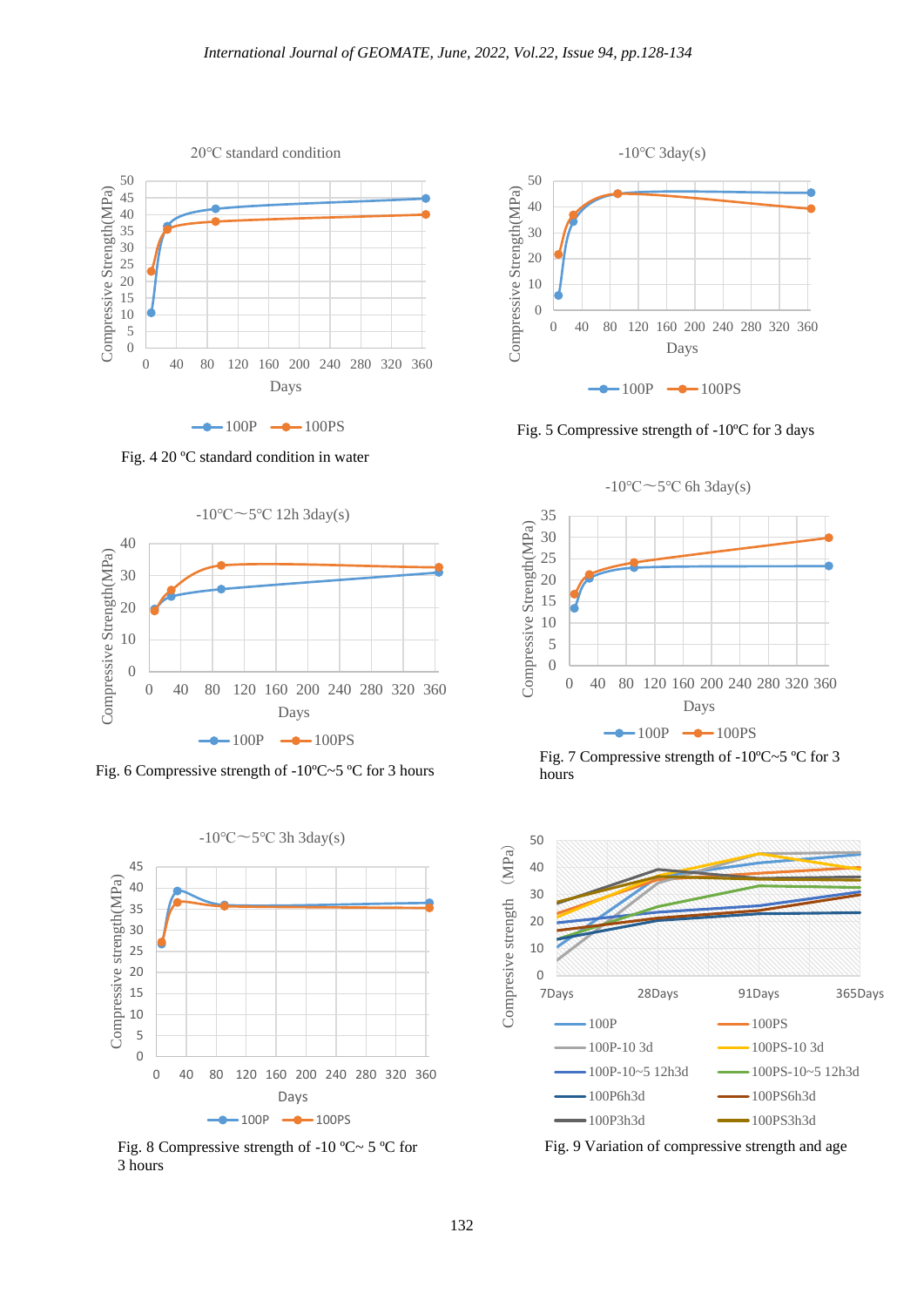Fig. 4 20 ºC standard condition in water

Fig. 5 Compressive strength of -10ºC for 3 days

Fig. 6 Compressive strength of -10ºC~5 ºC for 3 hours

Fig. 7 Compressive strength of -10ºC~5 ºC for 3 hours

Fig. 8 Compressive strength of -10 ºC~ 5 ºC for 3 hours

Fig. 9 Variation of compressive strength and age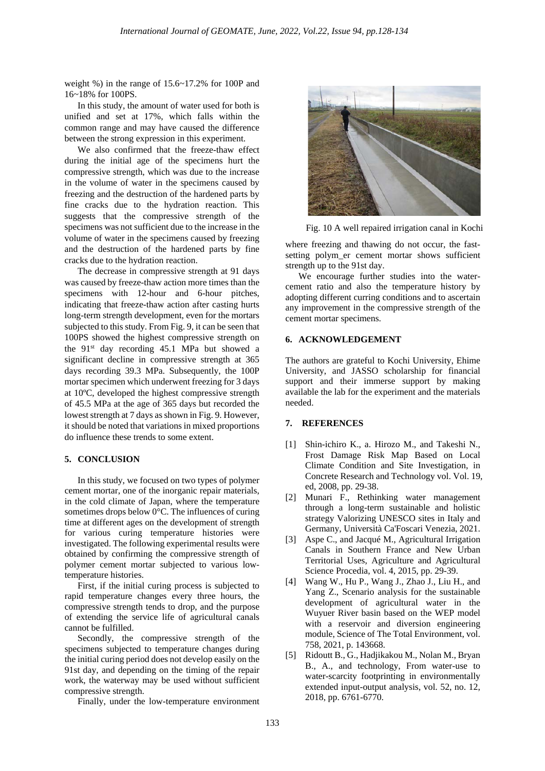weight %) in the range of 15.6~17.2% for 100P and 16~18% for 100PS.

In this study, the amount of water used for both is unified and set at 17%, which falls within the common range and may have caused the difference between the strong expression in this experiment.

We also confirmed that the freeze-thaw effect during the initial age of the specimens hurt the compressive strength, which was due to the increase in the volume of water in the specimens caused by freezing and the destruction of the hardened parts by fine cracks due to the hydration reaction. This suggests that the compressive strength of the specimens was not sufficient due to the increase in the volume of water in the specimens caused by freezing and the destruction of the hardened parts by fine cracks due to the hydration reaction.

The decrease in compressive strength at 91 days was caused by freeze-thaw action more times than the specimens with 12-hour and 6-hour pitches, indicating that freeze-thaw action after casting hurts long-term strength development, even for the mortars subjected to this study. From Fig. 9, it can be seen that 100PS showed the highest compressive strength on the 91st day recording 45.1 MPa but showed a significant decline in compressive strength at 365 days recording 39.3 MPa. Subsequently, the 100P mortar specimen which underwent freezing for 3 days at 10ºC, developed the highest compressive strength of 45.5 MPa at the age of 365 days but recorded the lowest strength at 7 days as shown in Fig. 9. However, it should be noted that variations in mixed proportions do influence these trends to some extent.

## 5. CONCLUSION

In this study, we focused on two types of polymer cement mortar, one of the inorganic repair materials, in the cold climate of Japan, where the temperature sometimes drops below 0°C. The influences of curing time at different ages on the development of strength for various curing temperature histories were investigated. The following experimental results were obtained by confirming the compressive strength of polymer cement mortar subjected to various low-temperature histories.

First, if the initial curing process is subjected to rapid temperature changes every three hours, the compressive strength tends to drop, and the purpose of extending the service life of agricultural canals cannot be fulfilled.

Secondly, the compressive strength of the specimens subjected to temperature changes during the initial curing period does not develop easily on the 91st day, and depending on the timing of the repair work, the waterway may be used without sufficient compressive strength.

Finally, under the low-temperature environment

Fig. 10 A well repaired irrigation canal in Kochi

where freezing and thawing do not occur, the fast-setting polym_er cement mortar shows sufficient strength up to the 91st day.

We encourage further studies into the water-cement ratio and also the temperature history by adopting different curring conditions and to ascertain any improvement in the compressive strength of the cement mortar specimens.

## 6. ACKNOWLEDGEMENT

The authors are grateful to Kochi University, Ehime University, and JASSO scholarship for financial support and their immerse support by making available the lab for the experiment and the materials needed.

## 7. REFERENCES

[1] Shin-ichiro K., a. Hirozo M., and Takeshi N., Frost Damage Risk Map Based on Local Climate Condition and Site Investigation, in Concrete Research and Technology vol. Vol. 19, ed, 2008, pp. 29-38.

[2] Munari F., Rethinking water management through a long-term sustainable and holistic strategy Valorizing UNESCO sites in Italy and Germany, Università Ca'Foscari Venezia, 2021.

[3] Aspe C., and Jacqué M., Agricultural Irrigation Canals in Southern France and New Urban Territorial Uses, Agriculture and Agricultural Science Procedia, vol. 4, 2015, pp. 29-39.

[4] Wang W., Hu P., Wang J., Zhao J., Liu H., and Yang Z., Scenario analysis for the sustainable development of agricultural water in the Wuyuer River basin based on the WEP model with a reservoir and diversion engineering module, Science of The Total Environment, vol. 758, 2021, p. 143668.

[5] Ridoutt B., G., Hadjikakou M., Nolan M., Bryan B., A., and technology, From water-use to water-scarcity footprinting in environmentally extended input-output analysis, vol. 52, no. 12, 2018, pp. 6761-6770.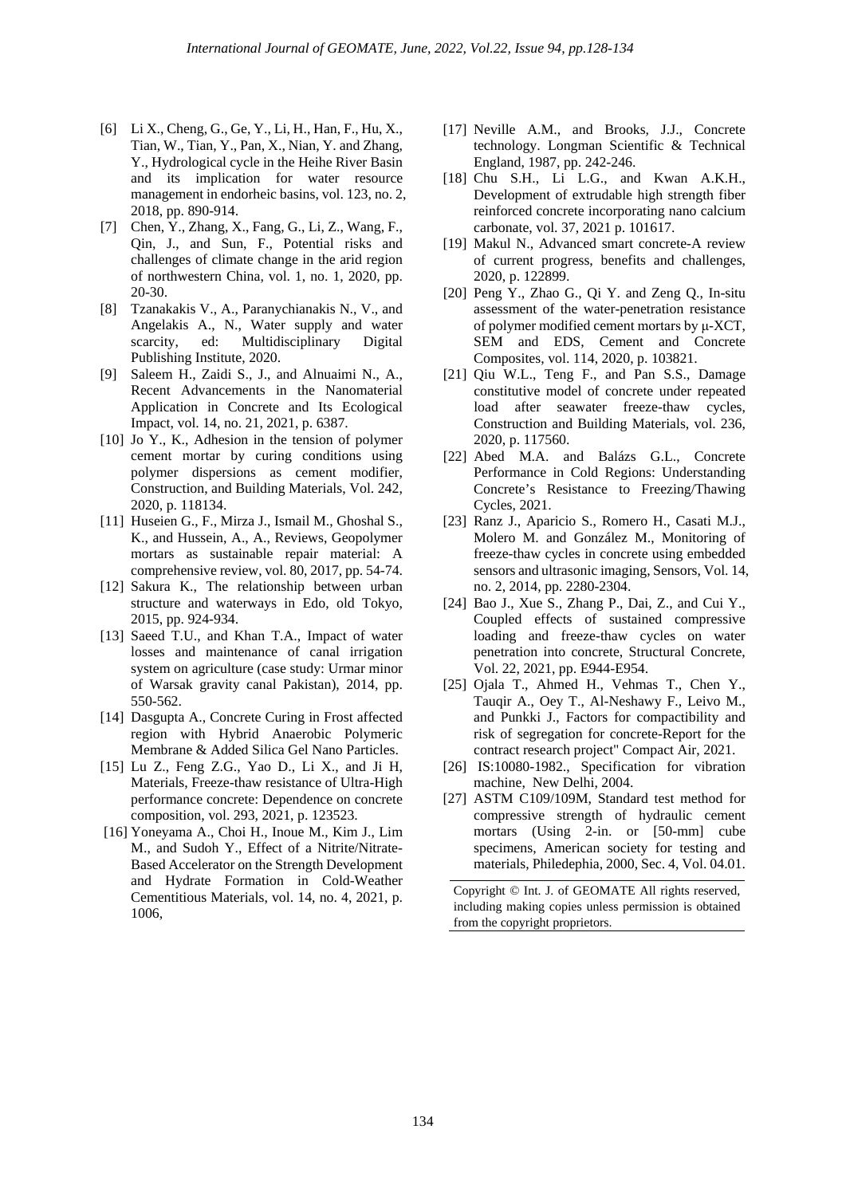[6] Li X., Cheng, G., Ge, Y., Li, H., Han, F., Hu, X., Tian, W., Tian, Y., Pan, X., Nian, Y. and Zhang, Y., Hydrological cycle in the Heihe River Basin and its implication for water resource management in endorheic basins, vol. 123, no. 2, 2018, pp. 890-914.

[7] Chen, Y., Zhang, X., Fang, G., Li, Z., Wang, F., Qin, J., and Sun, F., Potential risks and challenges of climate change in the arid region of northwestern China, vol. 1, no. 1, 2020, pp. 20-30.

[8] Tzanakakis V., A., Paranychianakis N., V., and Angelakis A., N., Water supply and water scarcity, ed: Multidisciplinary Digital Publishing Institute, 2020.

[9] Saleem H., Zaidi S., J., and Alnuaimi N., A., Recent Advancements in the Nanomaterial Application in Concrete and Its Ecological Impact, vol. 14, no. 21, 2021, p. 6387.

[10] Jo Y., K., Adhesion in the tension of polymer cement mortar by curing conditions using polymer dispersions as cement modifier, Construction, and Building Materials, Vol. 242, 2020, p. 118134.

[11] Huseien G., F., Mirza J., Ismail M., Ghoshal S., K., and Hussein, A., A., Reviews, Geopolymer mortars as sustainable repair material: A comprehensive review, vol. 80, 2017, pp. 54-74.

[12] Sakura K., The relationship between urban structure and waterways in Edo, old Tokyo, 2015, pp. 924-934.

[13] Saeed T.U., and Khan T.A., Impact of water losses and maintenance of canal irrigation system on agriculture (case study: Urmar minor of Warsak gravity canal Pakistan), 2014, pp. 550-562.

[14] Dasgupta A., Concrete Curing in Frost affected region with Hybrid Anaerobic Polymeric Membrane & Added Silica Gel Nano Particles.

[15] Lu Z., Feng Z.G., Yao D., Li X., and Ji H, Materials, Freeze-thaw resistance of Ultra-High performance concrete: Dependence on concrete composition, vol. 293, 2021, p. 123523.

[16] Yoneyama A., Choi H., Inoue M., Kim J., Lim M., and Sudoh Y., Effect of a Nitrite/Nitrate-Based Accelerator on the Strength Development and Hydrate Formation in Cold-Weather Cementitious Materials, vol. 14, no. 4, 2021, p. 1006,

[17] Neville A.M., and Brooks, J.J., Concrete technology. Longman Scientific & Technical England, 1987, pp. 242-246.

[18] Chu S.H., Li L.G., and Kwan A.K.H., Development of extrudable high strength fiber reinforced concrete incorporating nano calcium carbonate, vol. 37, 2021 p. 101617.

[19] Makul N., Advanced smart concrete-A review of current progress, benefits and challenges, 2020, p. 122899.

[20] Peng Y., Zhao G., Qi Y. and Zeng Q., In-situ assessment of the water-penetration resistance of polymer modified cement mortars by μ-XCT, SEM and EDS, Cement and Concrete Composites, vol. 114, 2020, p. 103821.

[21] Qiu W.L., Teng F., and Pan S.S., Damage constitutive model of concrete under repeated load after seawater freeze-thaw cycles, Construction and Building Materials, vol. 236, 2020, p. 117560.

[22] Abed M.A. and Balázs G.L., Concrete Performance in Cold Regions: Understanding Concrete's Resistance to Freezing/Thawing Cycles, 2021.

[23] Ranz J., Aparicio S., Romero H., Casati M.J., Molero M. and González M., Monitoring of freeze-thaw cycles in concrete using embedded sensors and ultrasonic imaging, Sensors, Vol. 14, no. 2, 2014, pp. 2280-2304.

[24] Bao J., Xue S., Zhang P., Dai, Z., and Cui Y., Coupled effects of sustained compressive loading and freeze-thaw cycles on water penetration into concrete, Structural Concrete, Vol. 22, 2021, pp. E944-E954.

[25] Ojala T., Ahmed H., Vehmas T., Chen Y., Tauqir A., Oey T., Al-Neshawy F., Leivo M., and Punkki J., Factors for compactibility and risk of segregation for concrete-Report for the contract research project" Compact Air, 2021.

[26] IS:10080-1982., Specification for vibration machine, New Delhi, 2004.

[27] ASTM C109/109M, Standard test method for compressive strength of hydraulic cement mortars (Using 2-in. or [50-mm] cube specimens, American society for testing and materials, Philedephia, 2000, Sec. 4, Vol. 04.01.

Copyright © Int. J. of GEOMATE All rights reserved, including making copies unless permission is obtained from the copyright proprietors.